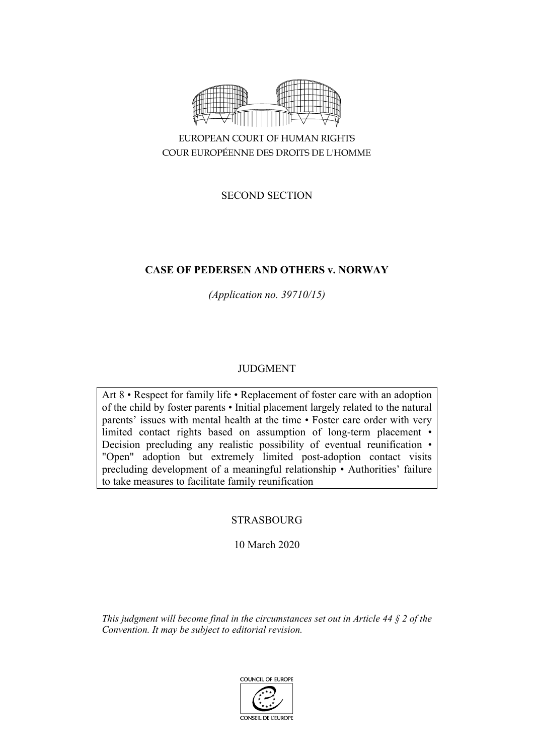EUROPEAN COURT OF HUMAN RIGHTS
COUR EUROPÉENNE DES DROITS DE L'HOMME

SECOND SECTION

# CASE OF PEDERSEN AND OTHERS v. NORWAY

*(Application no. 39710/15)*

JUDGMENT

Art 8 • Respect for family life • Replacement of foster care with an adoption of the child by foster parents • Initial placement largely related to the natural parents' issues with mental health at the time • Foster care order with very limited contact rights based on assumption of long-term placement • Decision precluding any realistic possibility of eventual reunification • "Open" adoption but extremely limited post-adoption contact visits precluding development of a meaningful relationship • Authorities' failure to take measures to facilitate family reunification

STRASBOURG

10 March 2020

*This judgment will become final in the circumstances set out in Article 44 § 2 of the Convention. It may be subject to editorial revision.*

COUNCIL OF EUROPE
CONSEIL DE L'EUROPE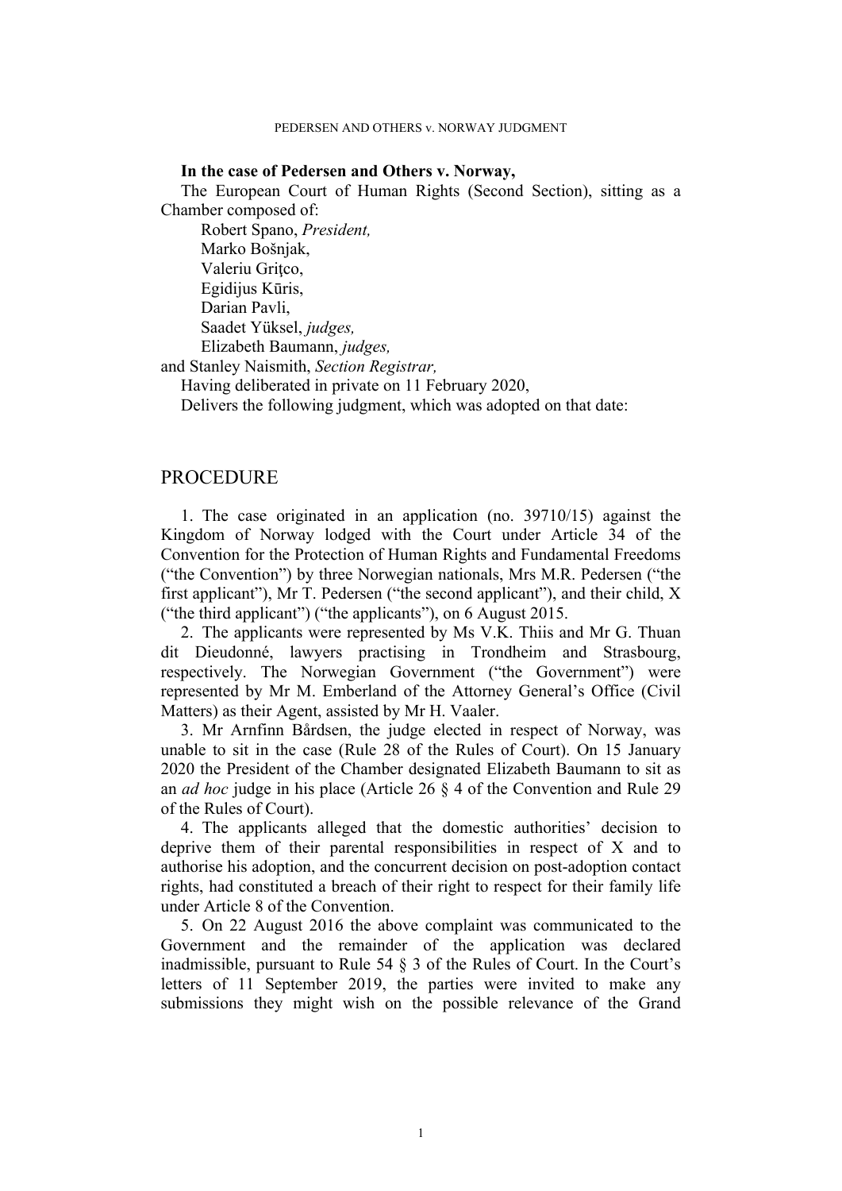**In the case of Pedersen and Others v. Norway,**

The European Court of Human Rights (Second Section), sitting as a Chamber composed of:

Robert Spano, *President,*
Marko Bošnjak,
Valeriu Griţco,
Egidijus Kūris,
Darian Pavli,
Saadet Yüksel, *judges,*
Elizabeth Baumann, *judges,*

and Stanley Naismith, *Section Registrar,*

Having deliberated in private on 11 February 2020,

Delivers the following judgment, which was adopted on that date:

# PROCEDURE

1. The case originated in an application (no. 39710/15) against the Kingdom of Norway lodged with the Court under Article 34 of the Convention for the Protection of Human Rights and Fundamental Freedoms ("the Convention") by three Norwegian nationals, Mrs M.R. Pedersen ("the first applicant"), Mr T. Pedersen ("the second applicant"), and their child, X ("the third applicant") ("the applicants"), on 6 August 2015.

2. The applicants were represented by Ms V.K. Thiis and Mr G. Thuan dit Dieudonné, lawyers practising in Trondheim and Strasbourg, respectively. The Norwegian Government ("the Government") were represented by Mr M. Emberland of the Attorney General's Office (Civil Matters) as their Agent, assisted by Mr H. Vaaler.

3. Mr Arnfinn Bårdsen, the judge elected in respect of Norway, was unable to sit in the case (Rule 28 of the Rules of Court). On 15 January 2020 the President of the Chamber designated Elizabeth Baumann to sit as an *ad hoc* judge in his place (Article 26 § 4 of the Convention and Rule 29 of the Rules of Court).

4. The applicants alleged that the domestic authorities' decision to deprive them of their parental responsibilities in respect of X and to authorise his adoption, and the concurrent decision on post-adoption contact rights, had constituted a breach of their right to respect for their family life under Article 8 of the Convention.

5. On 22 August 2016 the above complaint was communicated to the Government and the remainder of the application was declared inadmissible, pursuant to Rule 54 § 3 of the Rules of Court. In the Court's letters of 11 September 2019, the parties were invited to make any submissions they might wish on the possible relevance of the Grand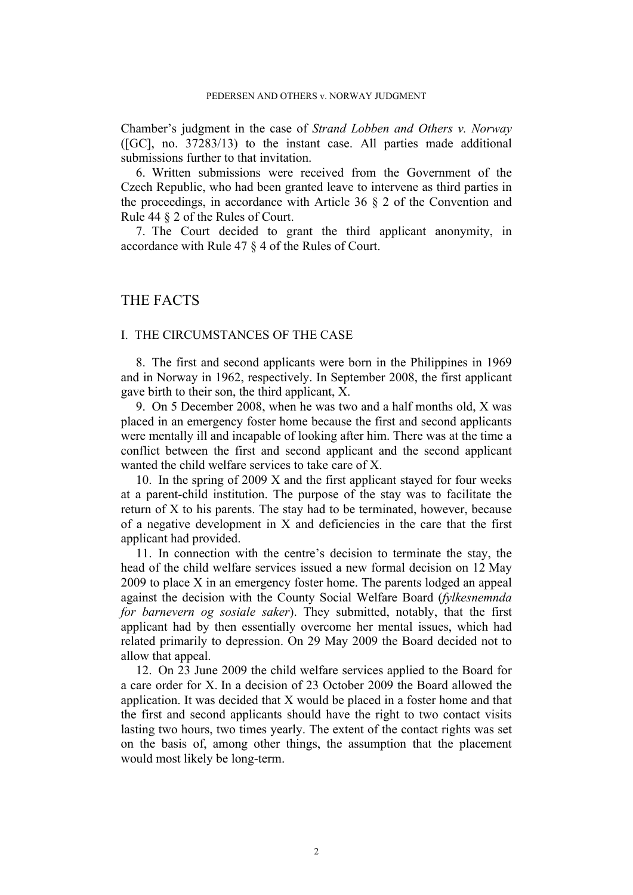Chamber's judgment in the case of *Strand Lobben and Others v. Norway* ([GC], no. 37283/13) to the instant case. All parties made additional submissions further to that invitation.

6. Written submissions were received from the Government of the Czech Republic, who had been granted leave to intervene as third parties in the proceedings, in accordance with Article 36 § 2 of the Convention and Rule 44 § 2 of the Rules of Court.

7. The Court decided to grant the third applicant anonymity, in accordance with Rule 47 § 4 of the Rules of Court.

# THE FACTS

## I. THE CIRCUMSTANCES OF THE CASE

8. The first and second applicants were born in the Philippines in 1969 and in Norway in 1962, respectively. In September 2008, the first applicant gave birth to their son, the third applicant, X.

9. On 5 December 2008, when he was two and a half months old, X was placed in an emergency foster home because the first and second applicants were mentally ill and incapable of looking after him. There was at the time a conflict between the first and second applicant and the second applicant wanted the child welfare services to take care of X.

10. In the spring of 2009 X and the first applicant stayed for four weeks at a parent-child institution. The purpose of the stay was to facilitate the return of X to his parents. The stay had to be terminated, however, because of a negative development in X and deficiencies in the care that the first applicant had provided.

11. In connection with the centre's decision to terminate the stay, the head of the child welfare services issued a new formal decision on 12 May 2009 to place X in an emergency foster home. The parents lodged an appeal against the decision with the County Social Welfare Board (*fylkesnemnda for barnevern og sosiale saker*). They submitted, notably, that the first applicant had by then essentially overcome her mental issues, which had related primarily to depression. On 29 May 2009 the Board decided not to allow that appeal.

12. On 23 June 2009 the child welfare services applied to the Board for a care order for X. In a decision of 23 October 2009 the Board allowed the application. It was decided that X would be placed in a foster home and that the first and second applicants should have the right to two contact visits lasting two hours, two times yearly. The extent of the contact rights was set on the basis of, among other things, the assumption that the placement would most likely be long-term.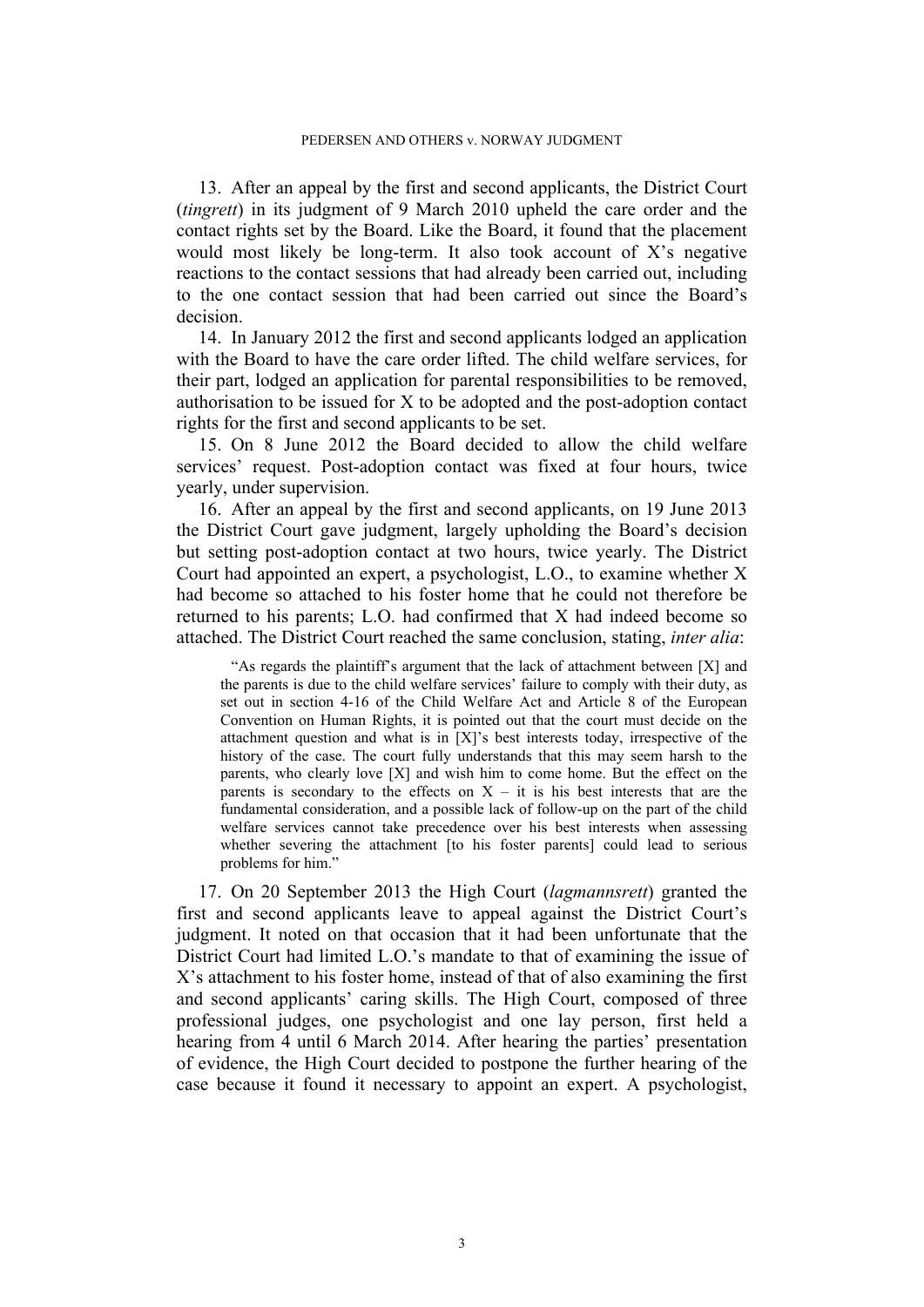13. After an appeal by the first and second applicants, the District Court (*tingrett*) in its judgment of 9 March 2010 upheld the care order and the contact rights set by the Board. Like the Board, it found that the placement would most likely be long-term. It also took account of X's negative reactions to the contact sessions that had already been carried out, including to the one contact session that had been carried out since the Board's decision.

14. In January 2012 the first and second applicants lodged an application with the Board to have the care order lifted. The child welfare services, for their part, lodged an application for parental responsibilities to be removed, authorisation to be issued for X to be adopted and the post-adoption contact rights for the first and second applicants to be set.

15. On 8 June 2012 the Board decided to allow the child welfare services' request. Post-adoption contact was fixed at four hours, twice yearly, under supervision.

16. After an appeal by the first and second applicants, on 19 June 2013 the District Court gave judgment, largely upholding the Board's decision but setting post-adoption contact at two hours, twice yearly. The District Court had appointed an expert, a psychologist, L.O., to examine whether X had become so attached to his foster home that he could not therefore be returned to his parents; L.O. had confirmed that X had indeed become so attached. The District Court reached the same conclusion, stating, *inter alia*:

> "As regards the plaintiff's argument that the lack of attachment between [X] and the parents is due to the child welfare services' failure to comply with their duty, as set out in section 4-16 of the Child Welfare Act and Article 8 of the European Convention on Human Rights, it is pointed out that the court must decide on the attachment question and what is in [X]'s best interests today, irrespective of the history of the case. The court fully understands that this may seem harsh to the parents, who clearly love [X] and wish him to come home. But the effect on the parents is secondary to the effects on X – it is his best interests that are the fundamental consideration, and a possible lack of follow-up on the part of the child welfare services cannot take precedence over his best interests when assessing whether severing the attachment [to his foster parents] could lead to serious problems for him."

17. On 20 September 2013 the High Court (*lagmannsrett*) granted the first and second applicants leave to appeal against the District Court's judgment. It noted on that occasion that it had been unfortunate that the District Court had limited L.O.'s mandate to that of examining the issue of X's attachment to his foster home, instead of that of also examining the first and second applicants' caring skills. The High Court, composed of three professional judges, one psychologist and one lay person, first held a hearing from 4 until 6 March 2014. After hearing the parties' presentation of evidence, the High Court decided to postpone the further hearing of the case because it found it necessary to appoint an expert. A psychologist,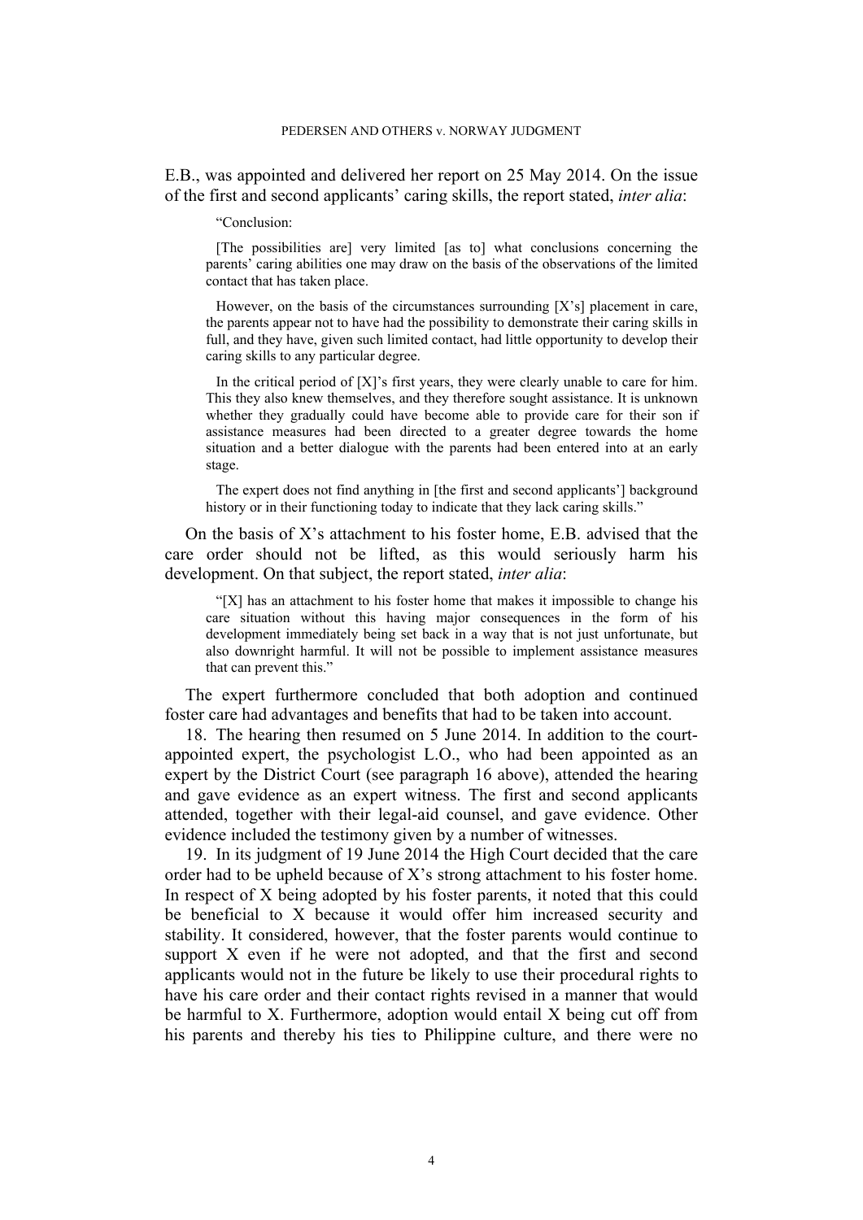E.B., was appointed and delivered her report on 25 May 2014. On the issue of the first and second applicants' caring skills, the report stated, *inter alia*:

> "Conclusion:
>
> [The possibilities are] very limited [as to] what conclusions concerning the parents' caring abilities one may draw on the basis of the observations of the limited contact that has taken place.
>
> However, on the basis of the circumstances surrounding [X's] placement in care, the parents appear not to have had the possibility to demonstrate their caring skills in full, and they have, given such limited contact, had little opportunity to develop their caring skills to any particular degree.
>
> In the critical period of [X]'s first years, they were clearly unable to care for him. This they also knew themselves, and they therefore sought assistance. It is unknown whether they gradually could have become able to provide care for their son if assistance measures had been directed to a greater degree towards the home situation and a better dialogue with the parents had been entered into at an early stage.
>
> The expert does not find anything in [the first and second applicants'] background history or in their functioning today to indicate that they lack caring skills."

On the basis of X's attachment to his foster home, E.B. advised that the care order should not be lifted, as this would seriously harm his development. On that subject, the report stated, *inter alia*:

> "[X] has an attachment to his foster home that makes it impossible to change his care situation without this having major consequences in the form of his development immediately being set back in a way that is not just unfortunate, but also downright harmful. It will not be possible to implement assistance measures that can prevent this."

The expert furthermore concluded that both adoption and continued foster care had advantages and benefits that had to be taken into account.

18. The hearing then resumed on 5 June 2014. In addition to the court-appointed expert, the psychologist L.O., who had been appointed as an expert by the District Court (see paragraph 16 above), attended the hearing and gave evidence as an expert witness. The first and second applicants attended, together with their legal-aid counsel, and gave evidence. Other evidence included the testimony given by a number of witnesses.

19. In its judgment of 19 June 2014 the High Court decided that the care order had to be upheld because of X's strong attachment to his foster home. In respect of X being adopted by his foster parents, it noted that this could be beneficial to X because it would offer him increased security and stability. It considered, however, that the foster parents would continue to support X even if he were not adopted, and that the first and second applicants would not in the future be likely to use their procedural rights to have his care order and their contact rights revised in a manner that would be harmful to X. Furthermore, adoption would entail X being cut off from his parents and thereby his ties to Philippine culture, and there were no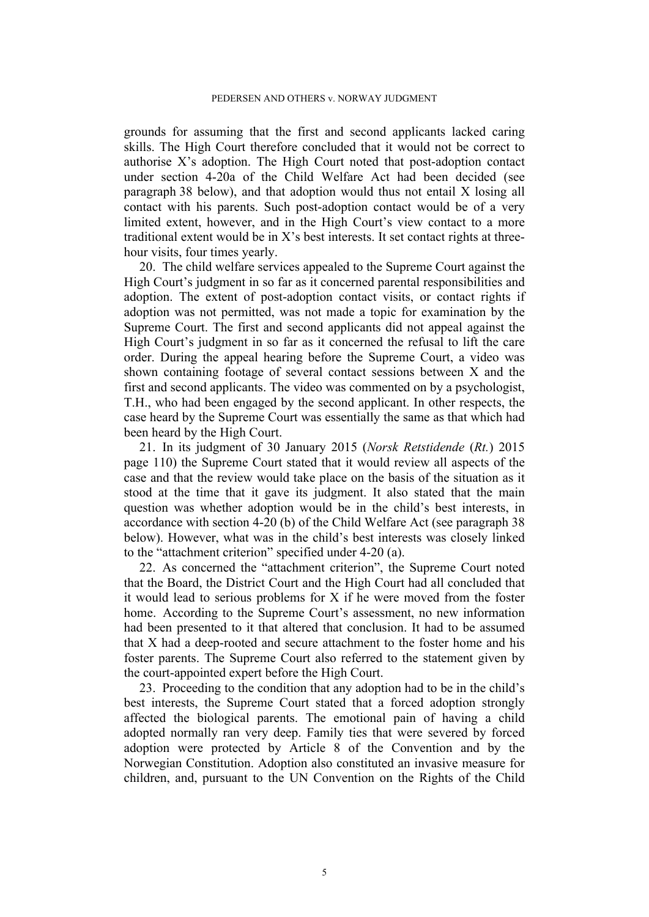grounds for assuming that the first and second applicants lacked caring skills. The High Court therefore concluded that it would not be correct to authorise X's adoption. The High Court noted that post-adoption contact under section 4-20a of the Child Welfare Act had been decided (see paragraph 38 below), and that adoption would thus not entail X losing all contact with his parents. Such post-adoption contact would be of a very limited extent, however, and in the High Court's view contact to a more traditional extent would be in X's best interests. It set contact rights at three-hour visits, four times yearly.

20. The child welfare services appealed to the Supreme Court against the High Court's judgment in so far as it concerned parental responsibilities and adoption. The extent of post-adoption contact visits, or contact rights if adoption was not permitted, was not made a topic for examination by the Supreme Court. The first and second applicants did not appeal against the High Court's judgment in so far as it concerned the refusal to lift the care order. During the appeal hearing before the Supreme Court, a video was shown containing footage of several contact sessions between X and the first and second applicants. The video was commented on by a psychologist, T.H., who had been engaged by the second applicant. In other respects, the case heard by the Supreme Court was essentially the same as that which had been heard by the High Court.

21. In its judgment of 30 January 2015 (*Norsk Retstidende* (*Rt.*) 2015 page 110) the Supreme Court stated that it would review all aspects of the case and that the review would take place on the basis of the situation as it stood at the time that it gave its judgment. It also stated that the main question was whether adoption would be in the child's best interests, in accordance with section 4-20 (b) of the Child Welfare Act (see paragraph 38 below). However, what was in the child's best interests was closely linked to the "attachment criterion" specified under 4-20 (a).

22. As concerned the "attachment criterion", the Supreme Court noted that the Board, the District Court and the High Court had all concluded that it would lead to serious problems for X if he were moved from the foster home. According to the Supreme Court's assessment, no new information had been presented to it that altered that conclusion. It had to be assumed that X had a deep-rooted and secure attachment to the foster home and his foster parents. The Supreme Court also referred to the statement given by the court-appointed expert before the High Court.

23. Proceeding to the condition that any adoption had to be in the child's best interests, the Supreme Court stated that a forced adoption strongly affected the biological parents. The emotional pain of having a child adopted normally ran very deep. Family ties that were severed by forced adoption were protected by Article 8 of the Convention and by the Norwegian Constitution. Adoption also constituted an invasive measure for children, and, pursuant to the UN Convention on the Rights of the Child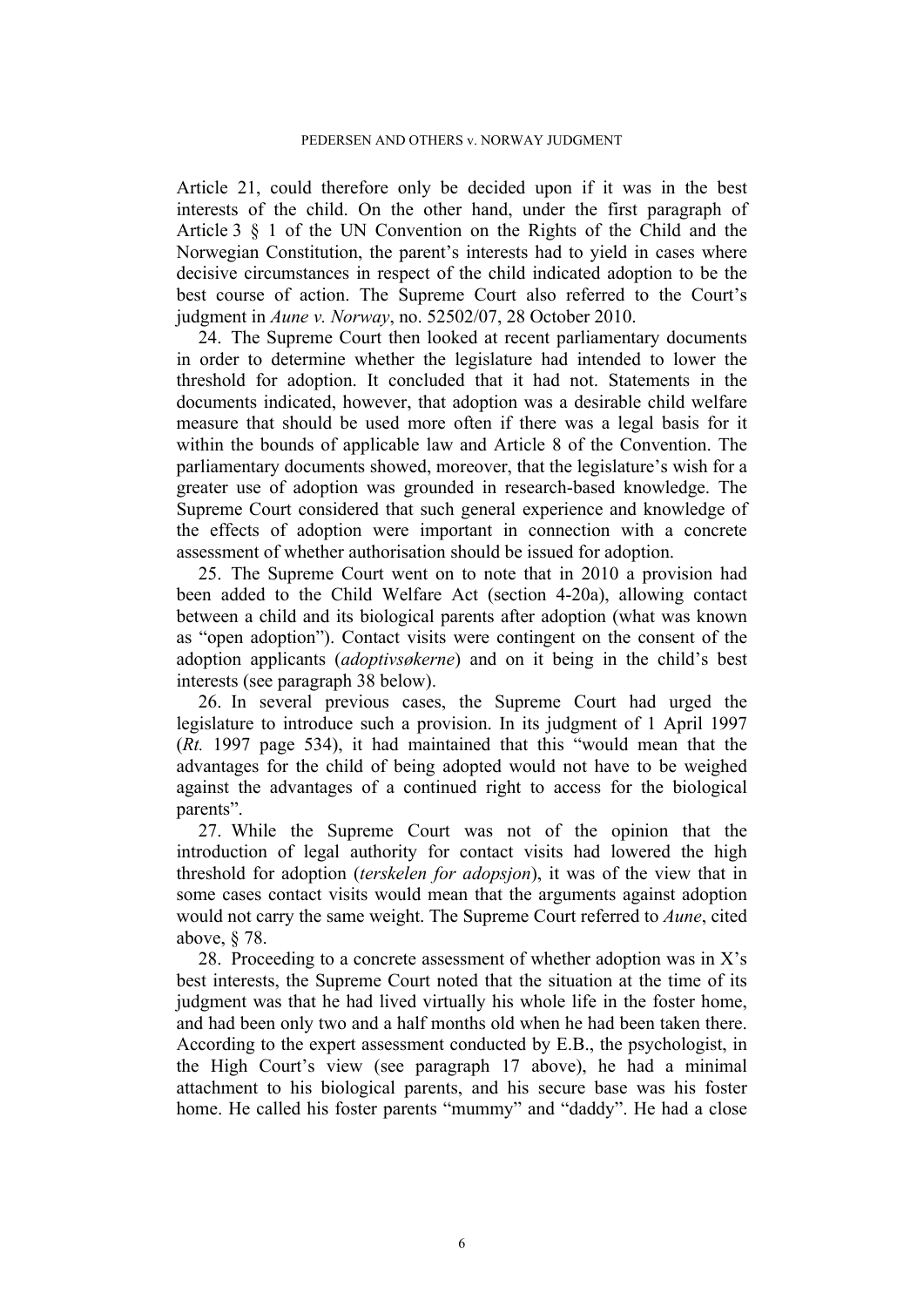Article 21, could therefore only be decided upon if it was in the best interests of the child. On the other hand, under the first paragraph of Article 3 § 1 of the UN Convention on the Rights of the Child and the Norwegian Constitution, the parent's interests had to yield in cases where decisive circumstances in respect of the child indicated adoption to be the best course of action. The Supreme Court also referred to the Court's judgment in *Aune v. Norway*, no. 52502/07, 28 October 2010.

24. The Supreme Court then looked at recent parliamentary documents in order to determine whether the legislature had intended to lower the threshold for adoption. It concluded that it had not. Statements in the documents indicated, however, that adoption was a desirable child welfare measure that should be used more often if there was a legal basis for it within the bounds of applicable law and Article 8 of the Convention. The parliamentary documents showed, moreover, that the legislature's wish for a greater use of adoption was grounded in research-based knowledge. The Supreme Court considered that such general experience and knowledge of the effects of adoption were important in connection with a concrete assessment of whether authorisation should be issued for adoption.

25. The Supreme Court went on to note that in 2010 a provision had been added to the Child Welfare Act (section 4-20a), allowing contact between a child and its biological parents after adoption (what was known as "open adoption"). Contact visits were contingent on the consent of the adoption applicants (*adoptivsøkerne*) and on it being in the child's best interests (see paragraph 38 below).

26. In several previous cases, the Supreme Court had urged the legislature to introduce such a provision. In its judgment of 1 April 1997 (*Rt.* 1997 page 534), it had maintained that this "would mean that the advantages for the child of being adopted would not have to be weighed against the advantages of a continued right to access for the biological parents".

27. While the Supreme Court was not of the opinion that the introduction of legal authority for contact visits had lowered the high threshold for adoption (*terskelen for adopsjon*), it was of the view that in some cases contact visits would mean that the arguments against adoption would not carry the same weight. The Supreme Court referred to *Aune*, cited above, § 78.

28. Proceeding to a concrete assessment of whether adoption was in X's best interests, the Supreme Court noted that the situation at the time of its judgment was that he had lived virtually his whole life in the foster home, and had been only two and a half months old when he had been taken there. According to the expert assessment conducted by E.B., the psychologist, in the High Court's view (see paragraph 17 above), he had a minimal attachment to his biological parents, and his secure base was his foster home. He called his foster parents "mummy" and "daddy". He had a close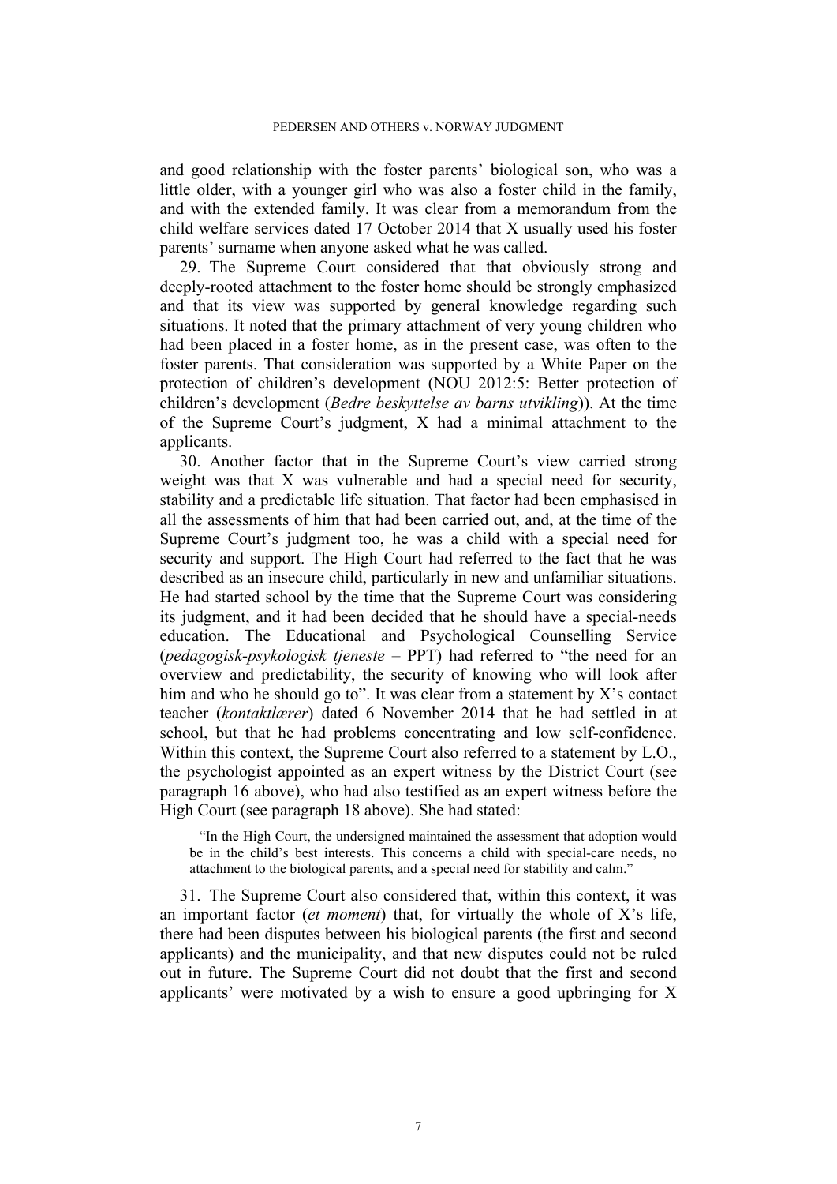and good relationship with the foster parents' biological son, who was a little older, with a younger girl who was also a foster child in the family, and with the extended family. It was clear from a memorandum from the child welfare services dated 17 October 2014 that X usually used his foster parents' surname when anyone asked what he was called.

29. The Supreme Court considered that that obviously strong and deeply-rooted attachment to the foster home should be strongly emphasized and that its view was supported by general knowledge regarding such situations. It noted that the primary attachment of very young children who had been placed in a foster home, as in the present case, was often to the foster parents. That consideration was supported by a White Paper on the protection of children's development (NOU 2012:5: Better protection of children's development (*Bedre beskyttelse av barns utvikling*)). At the time of the Supreme Court's judgment, X had a minimal attachment to the applicants.

30. Another factor that in the Supreme Court's view carried strong weight was that X was vulnerable and had a special need for security, stability and a predictable life situation. That factor had been emphasised in all the assessments of him that had been carried out, and, at the time of the Supreme Court's judgment too, he was a child with a special need for security and support. The High Court had referred to the fact that he was described as an insecure child, particularly in new and unfamiliar situations. He had started school by the time that the Supreme Court was considering its judgment, and it had been decided that he should have a special-needs education. The Educational and Psychological Counselling Service (*pedagogisk-psykologisk tjeneste* – PPT) had referred to "the need for an overview and predictability, the security of knowing who will look after him and who he should go to". It was clear from a statement by X's contact teacher (*kontaktlærer*) dated 6 November 2014 that he had settled in at school, but that he had problems concentrating and low self-confidence. Within this context, the Supreme Court also referred to a statement by L.O., the psychologist appointed as an expert witness by the District Court (see paragraph 16 above), who had also testified as an expert witness before the High Court (see paragraph 18 above). She had stated:

> "In the High Court, the undersigned maintained the assessment that adoption would be in the child's best interests. This concerns a child with special-care needs, no attachment to the biological parents, and a special need for stability and calm."

31. The Supreme Court also considered that, within this context, it was an important factor (*et moment*) that, for virtually the whole of X's life, there had been disputes between his biological parents (the first and second applicants) and the municipality, and that new disputes could not be ruled out in future. The Supreme Court did not doubt that the first and second applicants' were motivated by a wish to ensure a good upbringing for X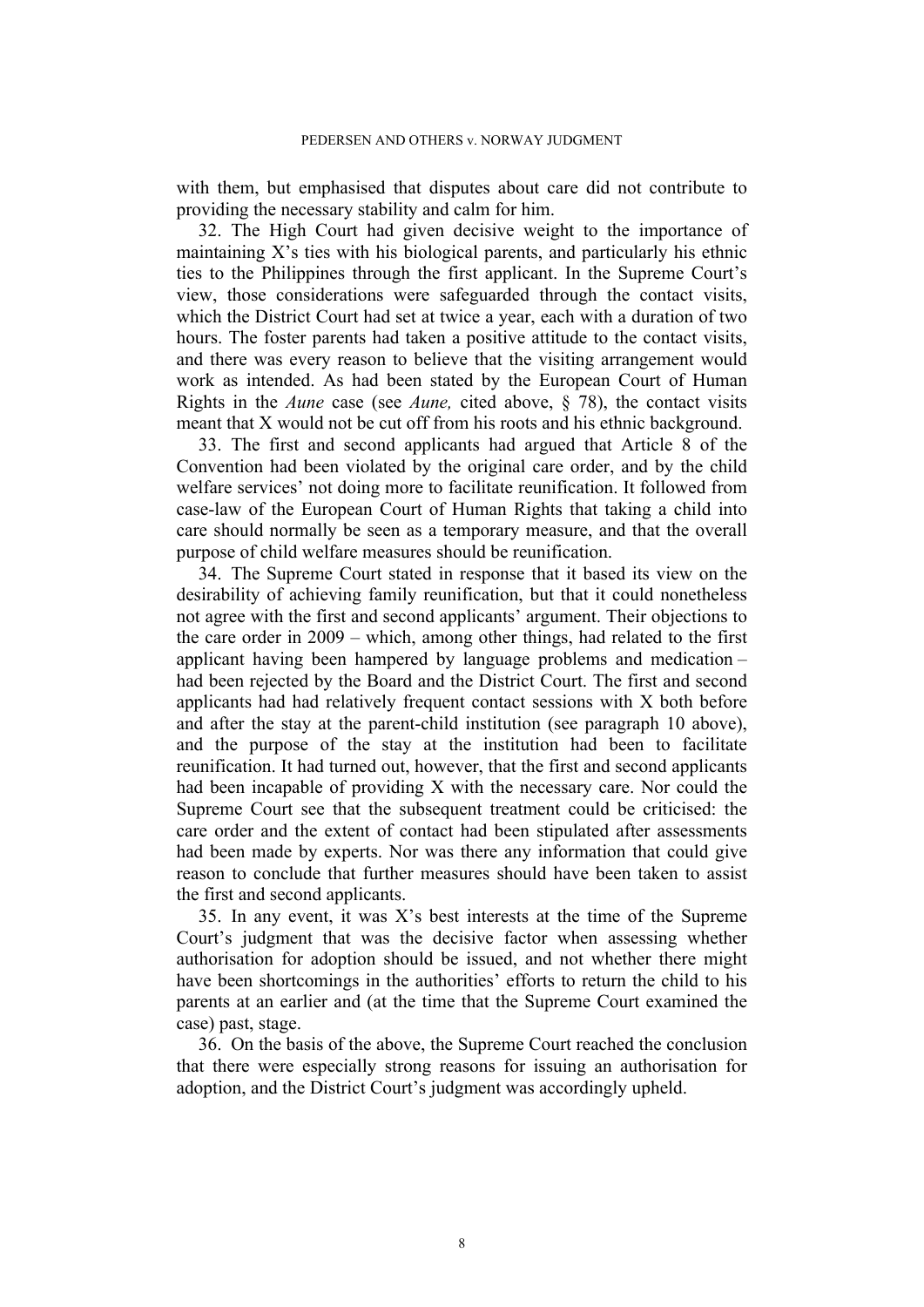with them, but emphasised that disputes about care did not contribute to providing the necessary stability and calm for him.

32. The High Court had given decisive weight to the importance of maintaining X's ties with his biological parents, and particularly his ethnic ties to the Philippines through the first applicant. In the Supreme Court's view, those considerations were safeguarded through the contact visits, which the District Court had set at twice a year, each with a duration of two hours. The foster parents had taken a positive attitude to the contact visits, and there was every reason to believe that the visiting arrangement would work as intended. As had been stated by the European Court of Human Rights in the *Aune* case (see *Aune,* cited above, § 78), the contact visits meant that X would not be cut off from his roots and his ethnic background.

33. The first and second applicants had argued that Article 8 of the Convention had been violated by the original care order, and by the child welfare services' not doing more to facilitate reunification. It followed from case-law of the European Court of Human Rights that taking a child into care should normally be seen as a temporary measure, and that the overall purpose of child welfare measures should be reunification.

34. The Supreme Court stated in response that it based its view on the desirability of achieving family reunification, but that it could nonetheless not agree with the first and second applicants' argument. Their objections to the care order in 2009 – which, among other things, had related to the first applicant having been hampered by language problems and medication – had been rejected by the Board and the District Court. The first and second applicants had had relatively frequent contact sessions with X both before and after the stay at the parent-child institution (see paragraph 10 above), and the purpose of the stay at the institution had been to facilitate reunification. It had turned out, however, that the first and second applicants had been incapable of providing X with the necessary care. Nor could the Supreme Court see that the subsequent treatment could be criticised: the care order and the extent of contact had been stipulated after assessments had been made by experts. Nor was there any information that could give reason to conclude that further measures should have been taken to assist the first and second applicants.

35. In any event, it was X's best interests at the time of the Supreme Court's judgment that was the decisive factor when assessing whether authorisation for adoption should be issued, and not whether there might have been shortcomings in the authorities' efforts to return the child to his parents at an earlier and (at the time that the Supreme Court examined the case) past, stage.

36. On the basis of the above, the Supreme Court reached the conclusion that there were especially strong reasons for issuing an authorisation for adoption, and the District Court's judgment was accordingly upheld.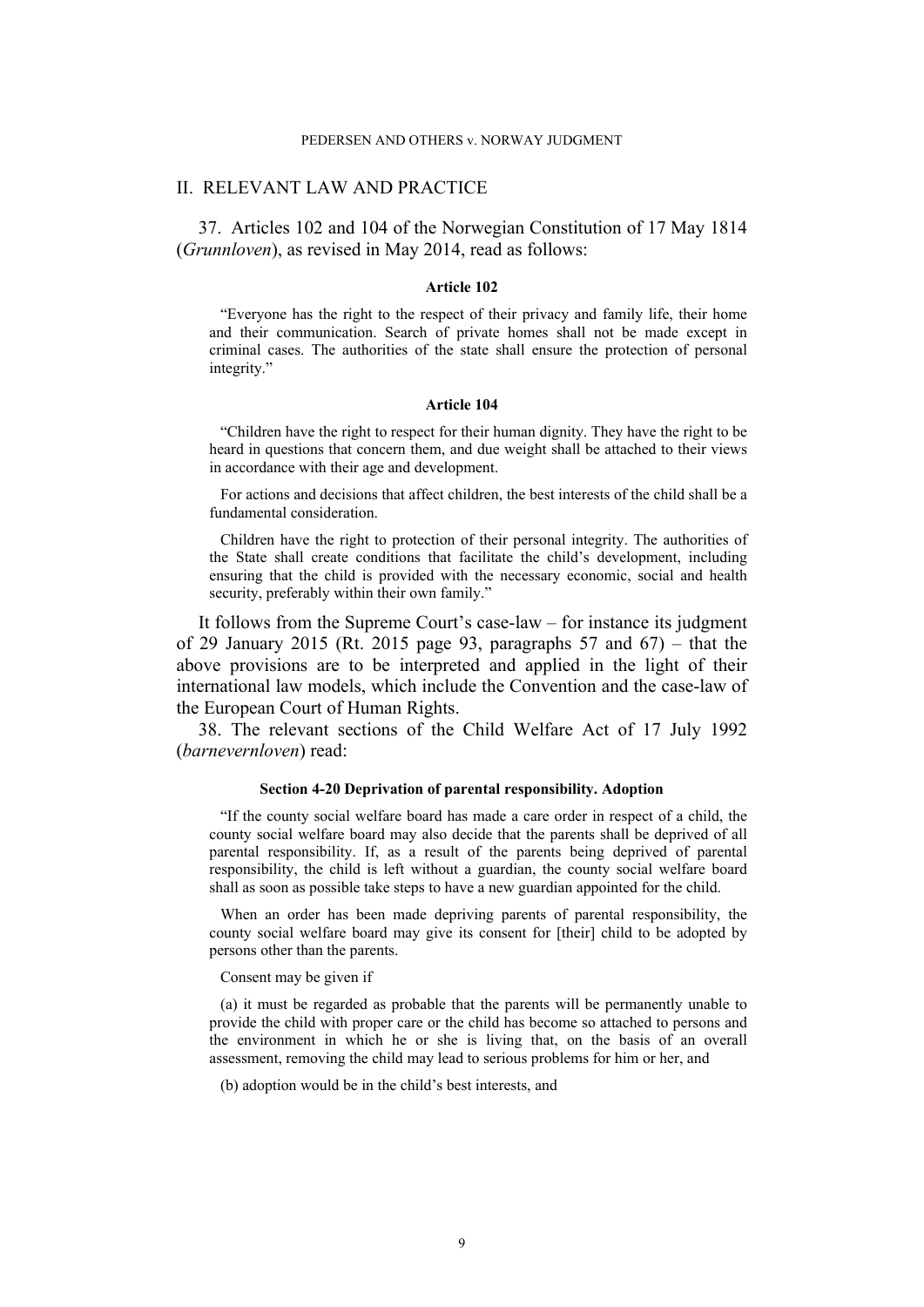## II. RELEVANT LAW AND PRACTICE

37. Articles 102 and 104 of the Norwegian Constitution of 17 May 1814 (*Grunnloven*), as revised in May 2014, read as follows:

**Article 102**

> "Everyone has the right to the respect of their privacy and family life, their home and their communication. Search of private homes shall not be made except in criminal cases. The authorities of the state shall ensure the protection of personal integrity."

**Article 104**

> "Children have the right to respect for their human dignity. They have the right to be heard in questions that concern them, and due weight shall be attached to their views in accordance with their age and development.
>
> For actions and decisions that affect children, the best interests of the child shall be a fundamental consideration.
>
> Children have the right to protection of their personal integrity. The authorities of the State shall create conditions that facilitate the child's development, including ensuring that the child is provided with the necessary economic, social and health security, preferably within their own family."

It follows from the Supreme Court's case-law – for instance its judgment of 29 January 2015 (Rt. 2015 page 93, paragraphs 57 and 67) – that the above provisions are to be interpreted and applied in the light of their international law models, which include the Convention and the case-law of the European Court of Human Rights.

38. The relevant sections of the Child Welfare Act of 17 July 1992 (*barnevernloven*) read:

**Section 4-20 Deprivation of parental responsibility. Adoption**

> "If the county social welfare board has made a care order in respect of a child, the county social welfare board may also decide that the parents shall be deprived of all parental responsibility. If, as a result of the parents being deprived of parental responsibility, the child is left without a guardian, the county social welfare board shall as soon as possible take steps to have a new guardian appointed for the child.
>
> When an order has been made depriving parents of parental responsibility, the county social welfare board may give its consent for [their] child to be adopted by persons other than the parents.
>
> Consent may be given if
>
> (a) it must be regarded as probable that the parents will be permanently unable to provide the child with proper care or the child has become so attached to persons and the environment in which he or she is living that, on the basis of an overall assessment, removing the child may lead to serious problems for him or her, and
>
> (b) adoption would be in the child's best interests, and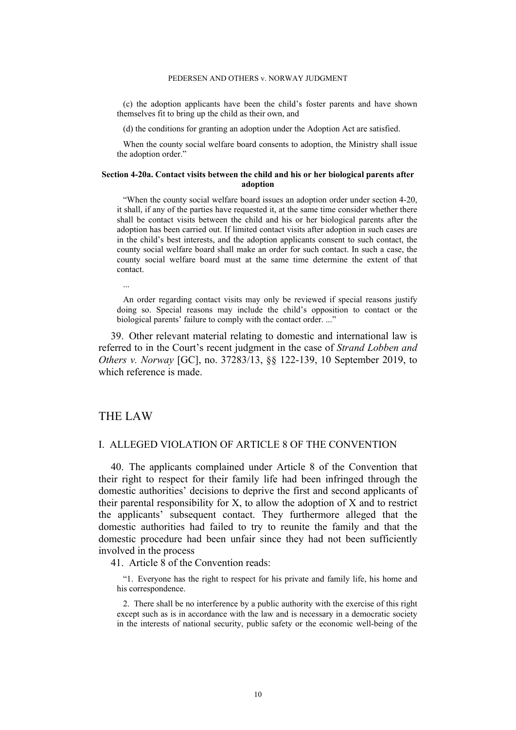(c) the adoption applicants have been the child's foster parents and have shown themselves fit to bring up the child as their own, and

(d) the conditions for granting an adoption under the Adoption Act are satisfied.

When the county social welfare board consents to adoption, the Ministry shall issue the adoption order."

**Section 4-20a. Contact visits between the child and his or her biological parents after adoption**

"When the county social welfare board issues an adoption order under section 4-20, it shall, if any of the parties have requested it, at the same time consider whether there shall be contact visits between the child and his or her biological parents after the adoption has been carried out. If limited contact visits after adoption in such cases are in the child's best interests, and the adoption applicants consent to such contact, the county social welfare board shall make an order for such contact. In such a case, the county social welfare board must at the same time determine the extent of that contact.

...

An order regarding contact visits may only be reviewed if special reasons justify doing so. Special reasons may include the child's opposition to contact or the biological parents' failure to comply with the contact order. ..."

39. Other relevant material relating to domestic and international law is referred to in the Court's recent judgment in the case of *Strand Lobben and Others v. Norway* [GC], no. 37283/13, §§ 122-139, 10 September 2019, to which reference is made.

# THE LAW

## I. ALLEGED VIOLATION OF ARTICLE 8 OF THE CONVENTION

40. The applicants complained under Article 8 of the Convention that their right to respect for their family life had been infringed through the domestic authorities' decisions to deprive the first and second applicants of their parental responsibility for X, to allow the adoption of X and to restrict the applicants' subsequent contact. They furthermore alleged that the domestic authorities had failed to try to reunite the family and that the domestic procedure had been unfair since they had not been sufficiently involved in the process

41. Article 8 of the Convention reads:

"1. Everyone has the right to respect for his private and family life, his home and his correspondence.

2. There shall be no interference by a public authority with the exercise of this right except such as is in accordance with the law and is necessary in a democratic society in the interests of national security, public safety or the economic well-being of the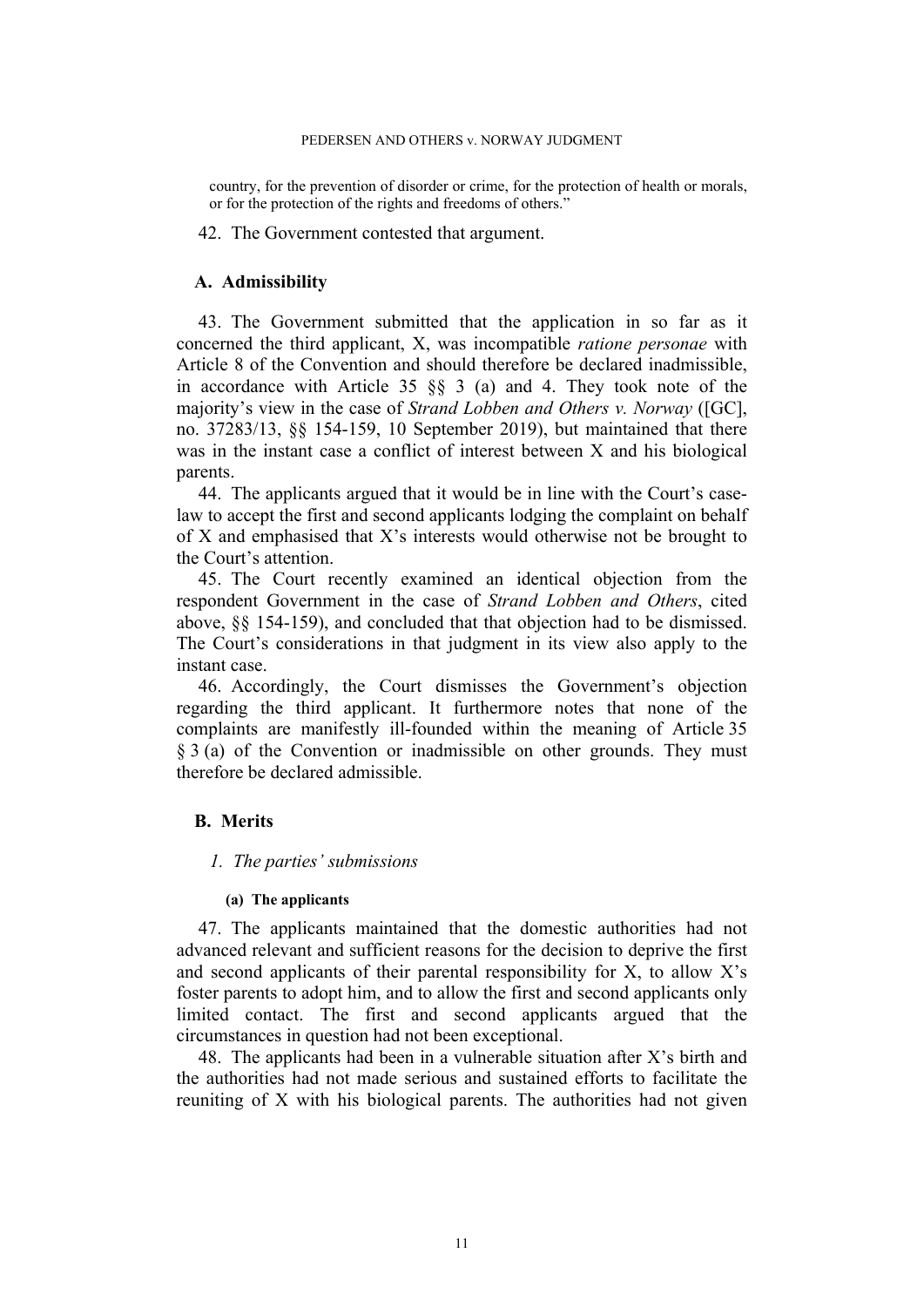country, for the prevention of disorder or crime, for the protection of health or morals, or for the protection of the rights and freedoms of others."

42. The Government contested that argument.

## A. Admissibility

43. The Government submitted that the application in so far as it concerned the third applicant, X, was incompatible *ratione personae* with Article 8 of the Convention and should therefore be declared inadmissible, in accordance with Article 35 §§ 3 (a) and 4. They took note of the majority's view in the case of *Strand Lobben and Others v. Norway* ([GC], no. 37283/13, §§ 154-159, 10 September 2019), but maintained that there was in the instant case a conflict of interest between X and his biological parents.

44. The applicants argued that it would be in line with the Court's case-law to accept the first and second applicants lodging the complaint on behalf of X and emphasised that X's interests would otherwise not be brought to the Court's attention.

45. The Court recently examined an identical objection from the respondent Government in the case of *Strand Lobben and Others*, cited above, §§ 154-159), and concluded that that objection had to be dismissed. The Court's considerations in that judgment in its view also apply to the instant case.

46. Accordingly, the Court dismisses the Government's objection regarding the third applicant. It furthermore notes that none of the complaints are manifestly ill-founded within the meaning of Article 35 § 3 (a) of the Convention or inadmissible on other grounds. They must therefore be declared admissible.

## B. Merits

### *1. The parties' submissions*

#### (a) The applicants

47. The applicants maintained that the domestic authorities had not advanced relevant and sufficient reasons for the decision to deprive the first and second applicants of their parental responsibility for X, to allow X's foster parents to adopt him, and to allow the first and second applicants only limited contact. The first and second applicants argued that the circumstances in question had not been exceptional.

48. The applicants had been in a vulnerable situation after X's birth and the authorities had not made serious and sustained efforts to facilitate the reuniting of X with his biological parents. The authorities had not given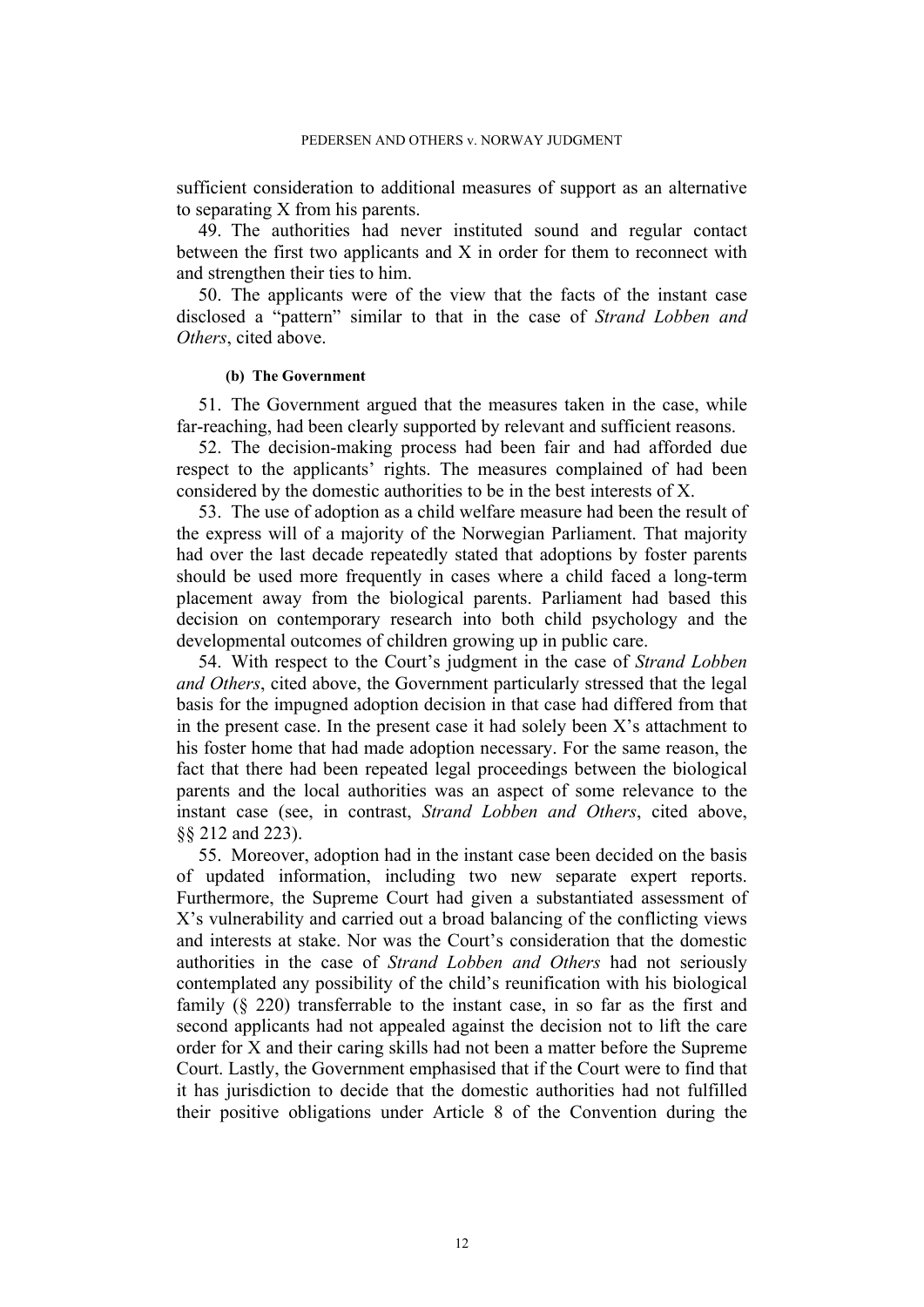sufficient consideration to additional measures of support as an alternative to separating X from his parents.

49. The authorities had never instituted sound and regular contact between the first two applicants and X in order for them to reconnect with and strengthen their ties to him.

50. The applicants were of the view that the facts of the instant case disclosed a "pattern" similar to that in the case of *Strand Lobben and Others*, cited above.

#### (b) The Government

51. The Government argued that the measures taken in the case, while far-reaching, had been clearly supported by relevant and sufficient reasons.

52. The decision-making process had been fair and had afforded due respect to the applicants' rights. The measures complained of had been considered by the domestic authorities to be in the best interests of X.

53. The use of adoption as a child welfare measure had been the result of the express will of a majority of the Norwegian Parliament. That majority had over the last decade repeatedly stated that adoptions by foster parents should be used more frequently in cases where a child faced a long-term placement away from the biological parents. Parliament had based this decision on contemporary research into both child psychology and the developmental outcomes of children growing up in public care.

54. With respect to the Court's judgment in the case of *Strand Lobben and Others*, cited above, the Government particularly stressed that the legal basis for the impugned adoption decision in that case had differed from that in the present case. In the present case it had solely been X's attachment to his foster home that had made adoption necessary. For the same reason, the fact that there had been repeated legal proceedings between the biological parents and the local authorities was an aspect of some relevance to the instant case (see, in contrast, *Strand Lobben and Others*, cited above, §§ 212 and 223).

55. Moreover, adoption had in the instant case been decided on the basis of updated information, including two new separate expert reports. Furthermore, the Supreme Court had given a substantiated assessment of X's vulnerability and carried out a broad balancing of the conflicting views and interests at stake. Nor was the Court's consideration that the domestic authorities in the case of *Strand Lobben and Others* had not seriously contemplated any possibility of the child's reunification with his biological family (§ 220) transferrable to the instant case, in so far as the first and second applicants had not appealed against the decision not to lift the care order for X and their caring skills had not been a matter before the Supreme Court. Lastly, the Government emphasised that if the Court were to find that it has jurisdiction to decide that the domestic authorities had not fulfilled their positive obligations under Article 8 of the Convention during the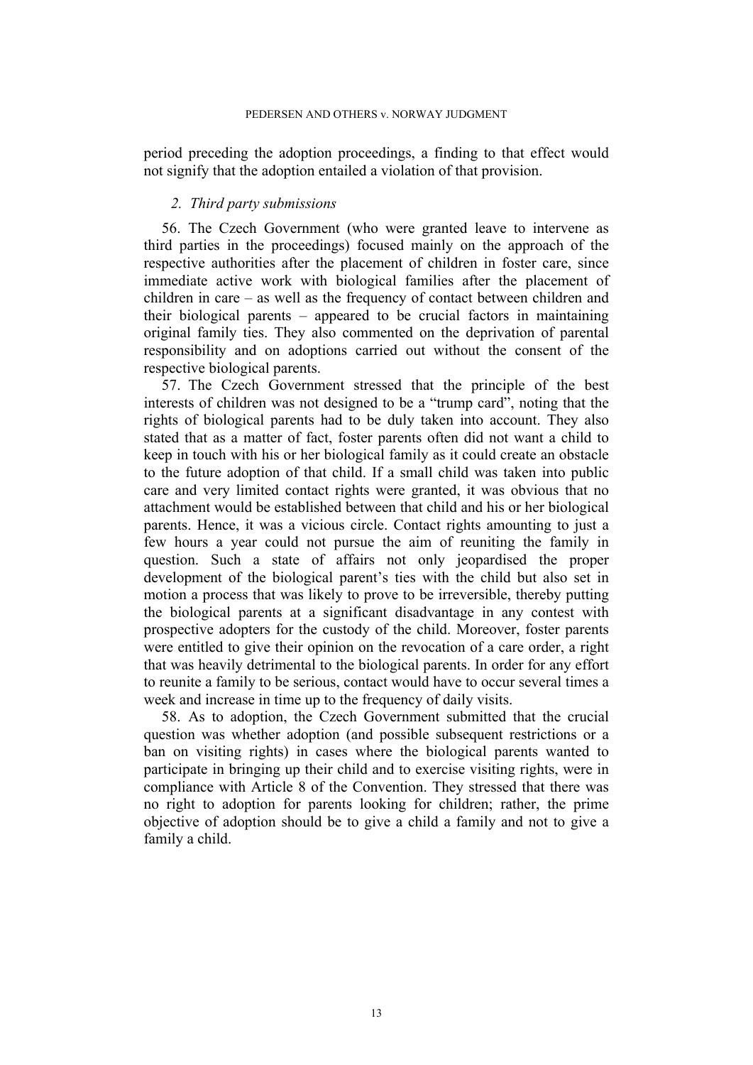period preceding the adoption proceedings, a finding to that effect would not signify that the adoption entailed a violation of that provision.

### *2. Third party submissions*

56. The Czech Government (who were granted leave to intervene as third parties in the proceedings) focused mainly on the approach of the respective authorities after the placement of children in foster care, since immediate active work with biological families after the placement of children in care – as well as the frequency of contact between children and their biological parents – appeared to be crucial factors in maintaining original family ties. They also commented on the deprivation of parental responsibility and on adoptions carried out without the consent of the respective biological parents.

57. The Czech Government stressed that the principle of the best interests of children was not designed to be a "trump card", noting that the rights of biological parents had to be duly taken into account. They also stated that as a matter of fact, foster parents often did not want a child to keep in touch with his or her biological family as it could create an obstacle to the future adoption of that child. If a small child was taken into public care and very limited contact rights were granted, it was obvious that no attachment would be established between that child and his or her biological parents. Hence, it was a vicious circle. Contact rights amounting to just a few hours a year could not pursue the aim of reuniting the family in question. Such a state of affairs not only jeopardised the proper development of the biological parent's ties with the child but also set in motion a process that was likely to prove to be irreversible, thereby putting the biological parents at a significant disadvantage in any contest with prospective adopters for the custody of the child. Moreover, foster parents were entitled to give their opinion on the revocation of a care order, a right that was heavily detrimental to the biological parents. In order for any effort to reunite a family to be serious, contact would have to occur several times a week and increase in time up to the frequency of daily visits.

58. As to adoption, the Czech Government submitted that the crucial question was whether adoption (and possible subsequent restrictions or a ban on visiting rights) in cases where the biological parents wanted to participate in bringing up their child and to exercise visiting rights, were in compliance with Article 8 of the Convention. They stressed that there was no right to adoption for parents looking for children; rather, the prime objective of adoption should be to give a child a family and not to give a family a child.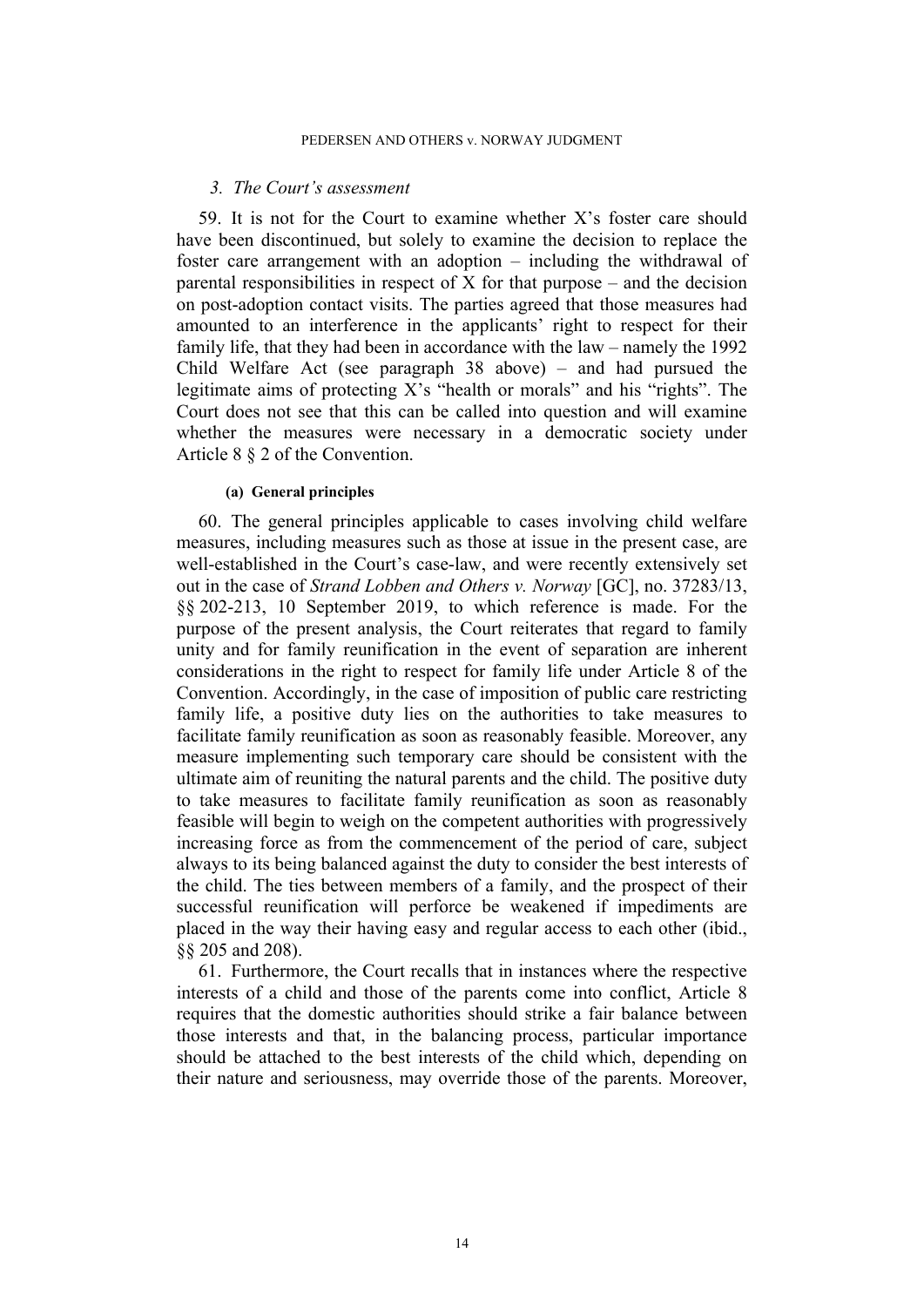### 3. *The Court's assessment*

59. It is not for the Court to examine whether X's foster care should have been discontinued, but solely to examine the decision to replace the foster care arrangement with an adoption – including the withdrawal of parental responsibilities in respect of X for that purpose – and the decision on post-adoption contact visits. The parties agreed that those measures had amounted to an interference in the applicants' right to respect for their family life, that they had been in accordance with the law – namely the 1992 Child Welfare Act (see paragraph 38 above) – and had pursued the legitimate aims of protecting X's "health or morals" and his "rights". The Court does not see that this can be called into question and will examine whether the measures were necessary in a democratic society under Article 8 § 2 of the Convention.

#### (a) General principles

60. The general principles applicable to cases involving child welfare measures, including measures such as those at issue in the present case, are well-established in the Court's case-law, and were recently extensively set out in the case of *Strand Lobben and Others v. Norway* [GC], no. 37283/13, §§ 202-213, 10 September 2019, to which reference is made. For the purpose of the present analysis, the Court reiterates that regard to family unity and for family reunification in the event of separation are inherent considerations in the right to respect for family life under Article 8 of the Convention. Accordingly, in the case of imposition of public care restricting family life, a positive duty lies on the authorities to take measures to facilitate family reunification as soon as reasonably feasible. Moreover, any measure implementing such temporary care should be consistent with the ultimate aim of reuniting the natural parents and the child. The positive duty to take measures to facilitate family reunification as soon as reasonably feasible will begin to weigh on the competent authorities with progressively increasing force as from the commencement of the period of care, subject always to its being balanced against the duty to consider the best interests of the child. The ties between members of a family, and the prospect of their successful reunification will perforce be weakened if impediments are placed in the way their having easy and regular access to each other (ibid., §§ 205 and 208).

61. Furthermore, the Court recalls that in instances where the respective interests of a child and those of the parents come into conflict, Article 8 requires that the domestic authorities should strike a fair balance between those interests and that, in the balancing process, particular importance should be attached to the best interests of the child which, depending on their nature and seriousness, may override those of the parents. Moreover,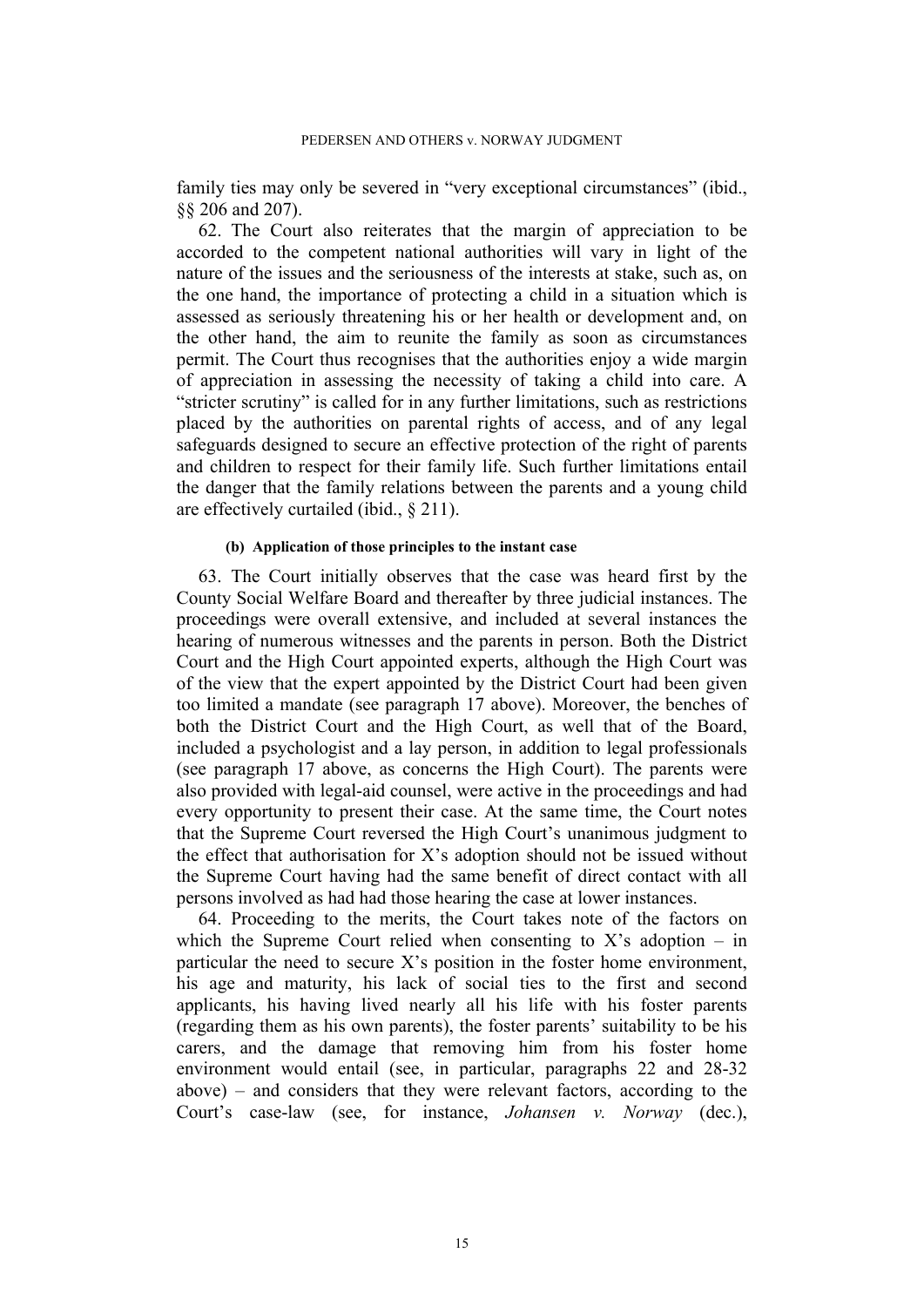family ties may only be severed in "very exceptional circumstances" (ibid., §§ 206 and 207).

62. The Court also reiterates that the margin of appreciation to be accorded to the competent national authorities will vary in light of the nature of the issues and the seriousness of the interests at stake, such as, on the one hand, the importance of protecting a child in a situation which is assessed as seriously threatening his or her health or development and, on the other hand, the aim to reunite the family as soon as circumstances permit. The Court thus recognises that the authorities enjoy a wide margin of appreciation in assessing the necessity of taking a child into care. A "stricter scrutiny" is called for in any further limitations, such as restrictions placed by the authorities on parental rights of access, and of any legal safeguards designed to secure an effective protection of the right of parents and children to respect for their family life. Such further limitations entail the danger that the family relations between the parents and a young child are effectively curtailed (ibid., § 211).

#### (b) Application of those principles to the instant case

63. The Court initially observes that the case was heard first by the County Social Welfare Board and thereafter by three judicial instances. The proceedings were overall extensive, and included at several instances the hearing of numerous witnesses and the parents in person. Both the District Court and the High Court appointed experts, although the High Court was of the view that the expert appointed by the District Court had been given too limited a mandate (see paragraph 17 above). Moreover, the benches of both the District Court and the High Court, as well that of the Board, included a psychologist and a lay person, in addition to legal professionals (see paragraph 17 above, as concerns the High Court). The parents were also provided with legal-aid counsel, were active in the proceedings and had every opportunity to present their case. At the same time, the Court notes that the Supreme Court reversed the High Court's unanimous judgment to the effect that authorisation for X's adoption should not be issued without the Supreme Court having had the same benefit of direct contact with all persons involved as had had those hearing the case at lower instances.

64. Proceeding to the merits, the Court takes note of the factors on which the Supreme Court relied when consenting to X's adoption – in particular the need to secure X's position in the foster home environment, his age and maturity, his lack of social ties to the first and second applicants, his having lived nearly all his life with his foster parents (regarding them as his own parents), the foster parents' suitability to be his carers, and the damage that removing him from his foster home environment would entail (see, in particular, paragraphs 22 and 28-32 above) – and considers that they were relevant factors, according to the Court's case-law (see, for instance, *Johansen v. Norway* (dec.),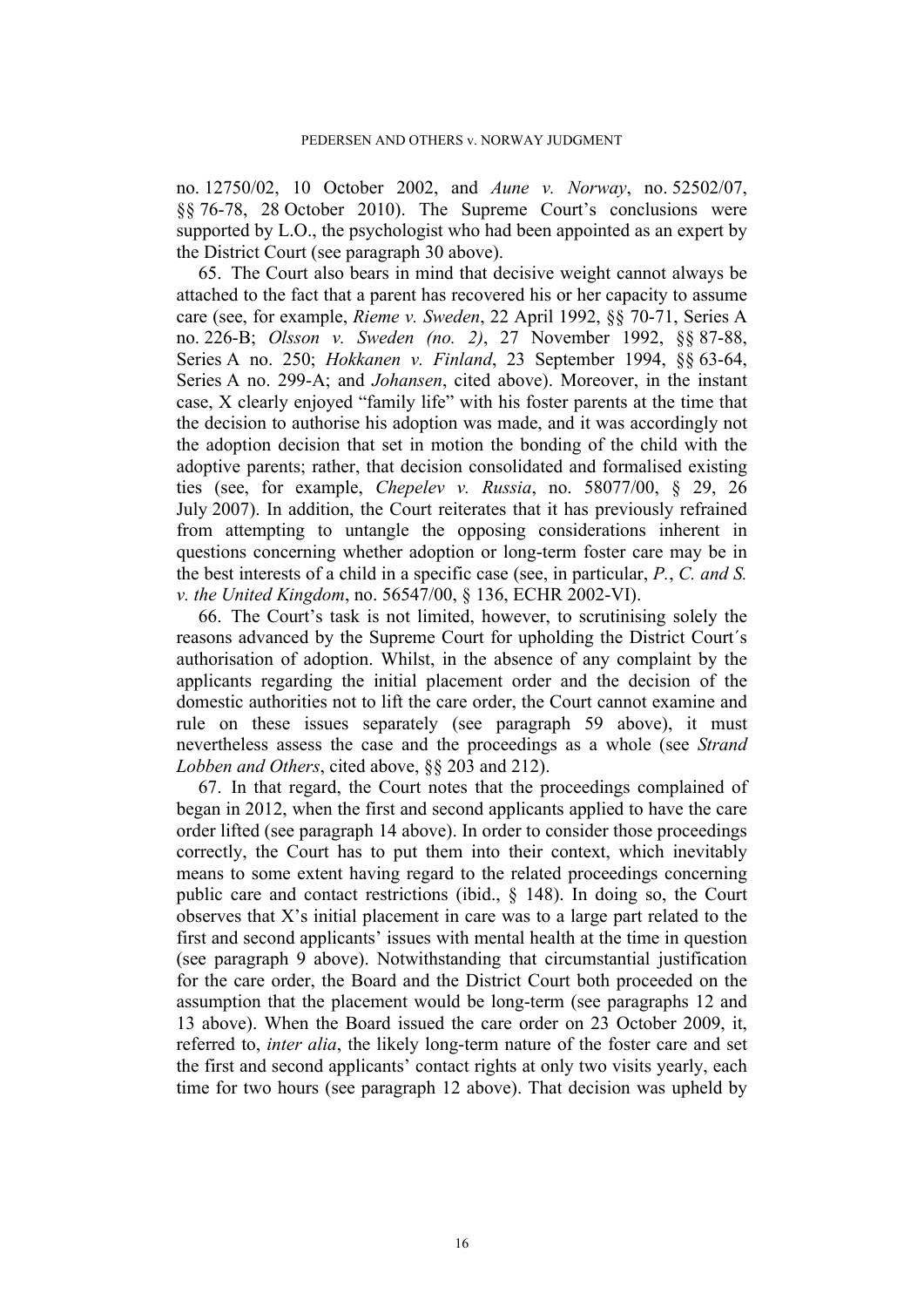no. 12750/02, 10 October 2002, and *Aune v. Norway*, no. 52502/07, §§ 76-78, 28 October 2010). The Supreme Court's conclusions were supported by L.O., the psychologist who had been appointed as an expert by the District Court (see paragraph 30 above).

65. The Court also bears in mind that decisive weight cannot always be attached to the fact that a parent has recovered his or her capacity to assume care (see, for example, *Rieme v. Sweden*, 22 April 1992, §§ 70-71, Series A no. 226-B; *Olsson v. Sweden (no. 2)*, 27 November 1992, §§ 87-88, Series A no. 250; *Hokkanen v. Finland*, 23 September 1994, §§ 63-64, Series A no. 299-A; and *Johansen*, cited above). Moreover, in the instant case, X clearly enjoyed "family life" with his foster parents at the time that the decision to authorise his adoption was made, and it was accordingly not the adoption decision that set in motion the bonding of the child with the adoptive parents; rather, that decision consolidated and formalised existing ties (see, for example, *Chepelev v. Russia*, no. 58077/00, § 29, 26 July 2007). In addition, the Court reiterates that it has previously refrained from attempting to untangle the opposing considerations inherent in questions concerning whether adoption or long-term foster care may be in the best interests of a child in a specific case (see, in particular, *P., C. and S. v. the United Kingdom*, no. 56547/00, § 136, ECHR 2002-VI).

66. The Court's task is not limited, however, to scrutinising solely the reasons advanced by the Supreme Court for upholding the District Court´s authorisation of adoption. Whilst, in the absence of any complaint by the applicants regarding the initial placement order and the decision of the domestic authorities not to lift the care order, the Court cannot examine and rule on these issues separately (see paragraph 59 above), it must nevertheless assess the case and the proceedings as a whole (see *Strand Lobben and Others*, cited above, §§ 203 and 212).

67. In that regard, the Court notes that the proceedings complained of began in 2012, when the first and second applicants applied to have the care order lifted (see paragraph 14 above). In order to consider those proceedings correctly, the Court has to put them into their context, which inevitably means to some extent having regard to the related proceedings concerning public care and contact restrictions (ibid., § 148). In doing so, the Court observes that X's initial placement in care was to a large part related to the first and second applicants' issues with mental health at the time in question (see paragraph 9 above). Notwithstanding that circumstantial justification for the care order, the Board and the District Court both proceeded on the assumption that the placement would be long-term (see paragraphs 12 and 13 above). When the Board issued the care order on 23 October 2009, it, referred to, *inter alia*, the likely long-term nature of the foster care and set the first and second applicants' contact rights at only two visits yearly, each time for two hours (see paragraph 12 above). That decision was upheld by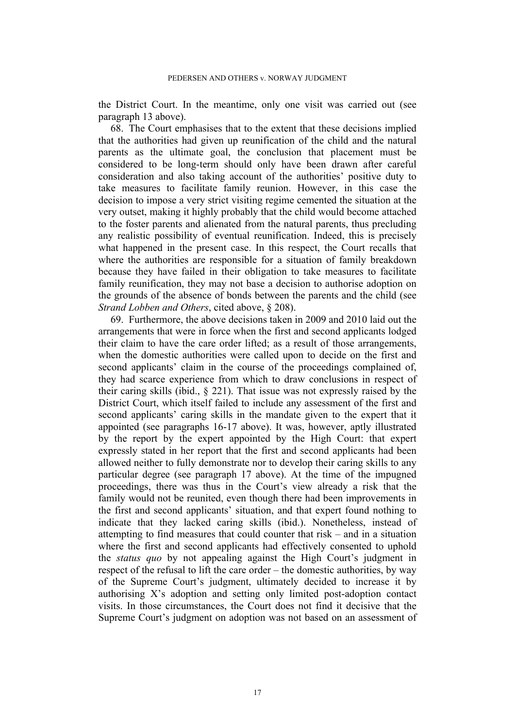the District Court. In the meantime, only one visit was carried out (see paragraph 13 above).

68. The Court emphasises that to the extent that these decisions implied that the authorities had given up reunification of the child and the natural parents as the ultimate goal, the conclusion that placement must be considered to be long-term should only have been drawn after careful consideration and also taking account of the authorities' positive duty to take measures to facilitate family reunion. However, in this case the decision to impose a very strict visiting regime cemented the situation at the very outset, making it highly probably that the child would become attached to the foster parents and alienated from the natural parents, thus precluding any realistic possibility of eventual reunification. Indeed, this is precisely what happened in the present case. In this respect, the Court recalls that where the authorities are responsible for a situation of family breakdown because they have failed in their obligation to take measures to facilitate family reunification, they may not base a decision to authorise adoption on the grounds of the absence of bonds between the parents and the child (see *Strand Lobben and Others*, cited above, § 208).

69. Furthermore, the above decisions taken in 2009 and 2010 laid out the arrangements that were in force when the first and second applicants lodged their claim to have the care order lifted; as a result of those arrangements, when the domestic authorities were called upon to decide on the first and second applicants' claim in the course of the proceedings complained of, they had scarce experience from which to draw conclusions in respect of their caring skills (ibid., § 221). That issue was not expressly raised by the District Court, which itself failed to include any assessment of the first and second applicants' caring skills in the mandate given to the expert that it appointed (see paragraphs 16-17 above). It was, however, aptly illustrated by the report by the expert appointed by the High Court: that expert expressly stated in her report that the first and second applicants had been allowed neither to fully demonstrate nor to develop their caring skills to any particular degree (see paragraph 17 above). At the time of the impugned proceedings, there was thus in the Court's view already a risk that the family would not be reunited, even though there had been improvements in the first and second applicants' situation, and that expert found nothing to indicate that they lacked caring skills (ibid.). Nonetheless, instead of attempting to find measures that could counter that risk – and in a situation where the first and second applicants had effectively consented to uphold the *status quo* by not appealing against the High Court's judgment in respect of the refusal to lift the care order – the domestic authorities, by way of the Supreme Court's judgment, ultimately decided to increase it by authorising X's adoption and setting only limited post-adoption contact visits. In those circumstances, the Court does not find it decisive that the Supreme Court's judgment on adoption was not based on an assessment of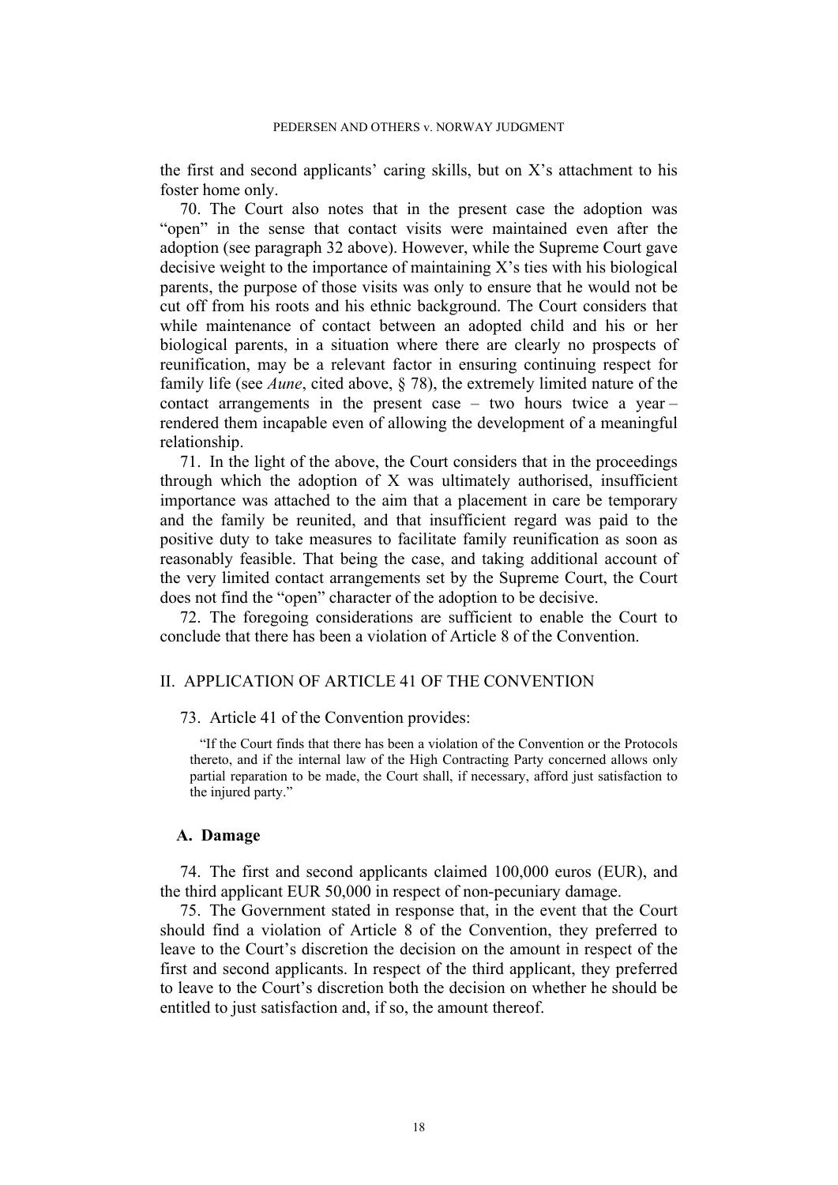the first and second applicants' caring skills, but on X's attachment to his foster home only.

70. The Court also notes that in the present case the adoption was "open" in the sense that contact visits were maintained even after the adoption (see paragraph 32 above). However, while the Supreme Court gave decisive weight to the importance of maintaining X's ties with his biological parents, the purpose of those visits was only to ensure that he would not be cut off from his roots and his ethnic background. The Court considers that while maintenance of contact between an adopted child and his or her biological parents, in a situation where there are clearly no prospects of reunification, may be a relevant factor in ensuring continuing respect for family life (see *Aune*, cited above, § 78), the extremely limited nature of the contact arrangements in the present case – two hours twice a year – rendered them incapable even of allowing the development of a meaningful relationship.

71. In the light of the above, the Court considers that in the proceedings through which the adoption of X was ultimately authorised, insufficient importance was attached to the aim that a placement in care be temporary and the family be reunited, and that insufficient regard was paid to the positive duty to take measures to facilitate family reunification as soon as reasonably feasible. That being the case, and taking additional account of the very limited contact arrangements set by the Supreme Court, the Court does not find the "open" character of the adoption to be decisive.

72. The foregoing considerations are sufficient to enable the Court to conclude that there has been a violation of Article 8 of the Convention.

## II. APPLICATION OF ARTICLE 41 OF THE CONVENTION

73. Article 41 of the Convention provides:

> "If the Court finds that there has been a violation of the Convention or the Protocols thereto, and if the internal law of the High Contracting Party concerned allows only partial reparation to be made, the Court shall, if necessary, afford just satisfaction to the injured party."

### A. Damage

74. The first and second applicants claimed 100,000 euros (EUR), and the third applicant EUR 50,000 in respect of non-pecuniary damage.

75. The Government stated in response that, in the event that the Court should find a violation of Article 8 of the Convention, they preferred to leave to the Court's discretion the decision on the amount in respect of the first and second applicants. In respect of the third applicant, they preferred to leave to the Court's discretion both the decision on whether he should be entitled to just satisfaction and, if so, the amount thereof.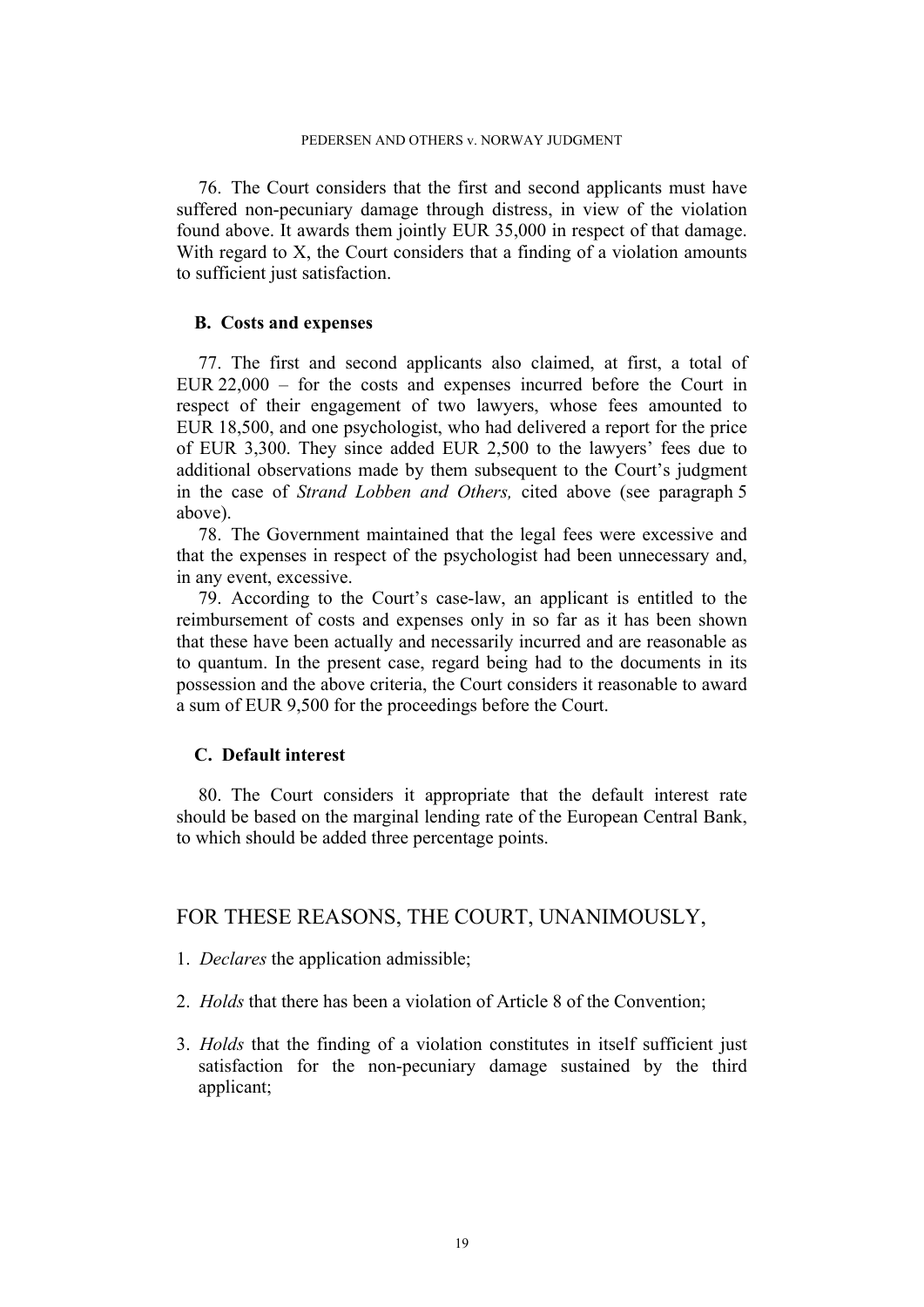76. The Court considers that the first and second applicants must have suffered non-pecuniary damage through distress, in view of the violation found above. It awards them jointly EUR 35,000 in respect of that damage. With regard to X, the Court considers that a finding of a violation amounts to sufficient just satisfaction.

### B. Costs and expenses

77. The first and second applicants also claimed, at first, a total of EUR 22,000 – for the costs and expenses incurred before the Court in respect of their engagement of two lawyers, whose fees amounted to EUR 18,500, and one psychologist, who had delivered a report for the price of EUR 3,300. They since added EUR 2,500 to the lawyers' fees due to additional observations made by them subsequent to the Court's judgment in the case of *Strand Lobben and Others,* cited above (see paragraph 5 above).

78. The Government maintained that the legal fees were excessive and that the expenses in respect of the psychologist had been unnecessary and, in any event, excessive.

79. According to the Court's case-law, an applicant is entitled to the reimbursement of costs and expenses only in so far as it has been shown that these have been actually and necessarily incurred and are reasonable as to quantum. In the present case, regard being had to the documents in its possession and the above criteria, the Court considers it reasonable to award a sum of EUR 9,500 for the proceedings before the Court.

### C. Default interest

80. The Court considers it appropriate that the default interest rate should be based on the marginal lending rate of the European Central Bank, to which should be added three percentage points.

## FOR THESE REASONS, THE COURT, UNANIMOUSLY,

1. *Declares* the application admissible;

2. *Holds* that there has been a violation of Article 8 of the Convention;

3. *Holds* that the finding of a violation constitutes in itself sufficient just satisfaction for the non-pecuniary damage sustained by the third applicant;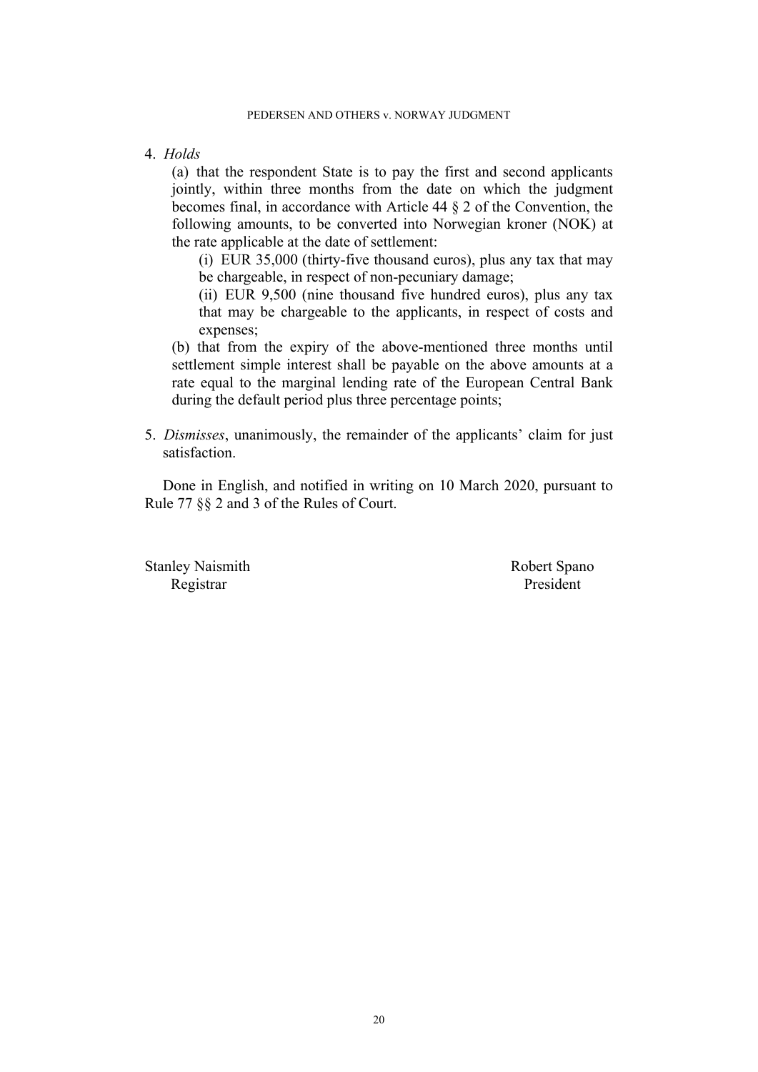4. *Holds*

   (a) that the respondent State is to pay the first and second applicants jointly, within three months from the date on which the judgment becomes final, in accordance with Article 44 § 2 of the Convention, the following amounts, to be converted into Norwegian kroner (NOK) at the rate applicable at the date of settlement:

      (i) EUR 35,000 (thirty-five thousand euros), plus any tax that may be chargeable, in respect of non-pecuniary damage;

      (ii) EUR 9,500 (nine thousand five hundred euros), plus any tax that may be chargeable to the applicants, in respect of costs and expenses;

   (b) that from the expiry of the above-mentioned three months until settlement simple interest shall be payable on the above amounts at a rate equal to the marginal lending rate of the European Central Bank during the default period plus three percentage points;

5. *Dismisses*, unanimously, the remainder of the applicants' claim for just satisfaction.

Done in English, and notified in writing on 10 March 2020, pursuant to Rule 77 §§ 2 and 3 of the Rules of Court.

Stanley Naismith
Registrar

Robert Spano
President